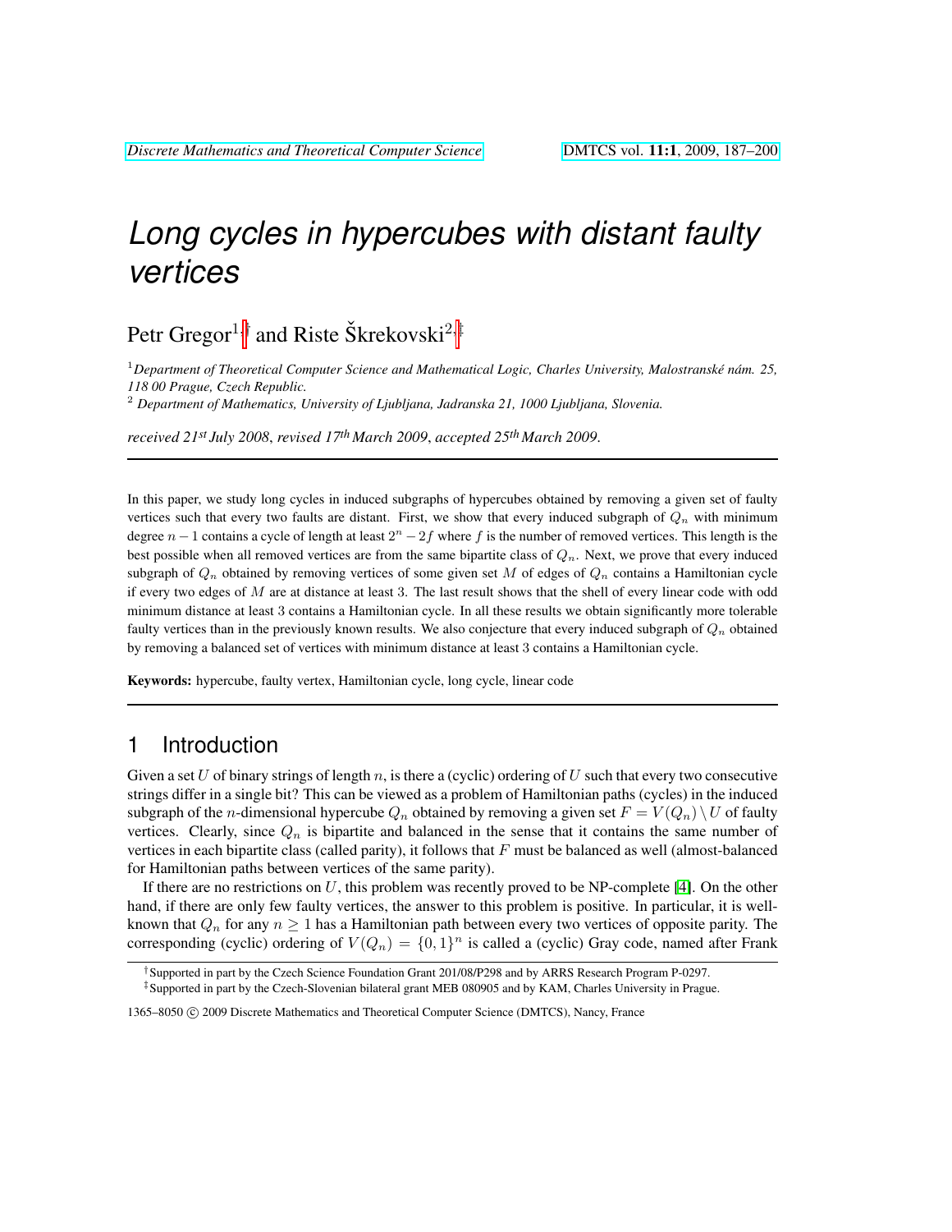# Long cycles in hypercubes with distant faulty vertices

Petr Gregor[1,†] and Riste Škrekovski[2,‡]

[1] *Department of Theoretical Computer Science and Mathematical Logic, Charles University, Malostranské nám. 25, 118 00 Prague, Czech Republic.*

[2] *Department of Mathematics, University of Ljubljana, Jadranska 21, 1000 Ljubljana, Slovenia.*

*received 21st July 2008, revised 17th March 2009, accepted 25th March 2009.*

---

In this paper, we study long cycles in induced subgraphs of hypercubes obtained by removing a given set of faulty vertices such that every two faults are distant. First, we show that every induced subgraph of $Q_n$ with minimum degree $n-1$ contains a cycle of length at least $2^n - 2f$ where $f$ is the number of removed vertices. This length is the best possible when all removed vertices are from the same bipartite class of $Q_n$. Next, we prove that every induced subgraph of $Q_n$ obtained by removing vertices of some given set $M$ of edges of $Q_n$ contains a Hamiltonian cycle if every two edges of $M$ are at distance at least 3. The last result shows that the shell of every linear code with odd minimum distance at least 3 contains a Hamiltonian cycle. In all these results we obtain significantly more tolerable faulty vertices than in the previously known results. We also conjecture that every induced subgraph of $Q_n$ obtained by removing a balanced set of vertices with minimum distance at least 3 contains a Hamiltonian cycle.

**Keywords:** hypercube, faulty vertex, Hamiltonian cycle, long cycle, linear code

---

## 1 Introduction

Given a set $U$ of binary strings of length $n$, is there a (cyclic) ordering of $U$ such that every two consecutive strings differ in a single bit? This can be viewed as a problem of Hamiltonian paths (cycles) in the induced subgraph of the $n$-dimensional hypercube $Q_n$ obtained by removing a given set $F = V(Q_n) \setminus U$ of faulty vertices. Clearly, since $Q_n$ is bipartite and balanced in the sense that it contains the same number of vertices in each bipartite class (called parity), it follows that $F$ must be balanced as well (almost-balanced for Hamiltonian paths between vertices of the same parity).

If there are no restrictions on $U$, this problem was recently proved to be NP-complete [4]. On the other hand, if there are only few faulty vertices, the answer to this problem is positive. In particular, it is well-known that $Q_n$ for any $n \geq 1$ has a Hamiltonian path between every two vertices of opposite parity. The corresponding (cyclic) ordering of $V(Q_n) = \{0,1\}^n$ is called a (cyclic) Gray code, named after Frank

† Supported in part by the Czech Science Foundation Grant 201/08/P298 and by ARRS Research Program P-0297.

‡ Supported in part by the Czech-Slovenian bilateral grant MEB 080905 and by KAM, Charles University in Prague.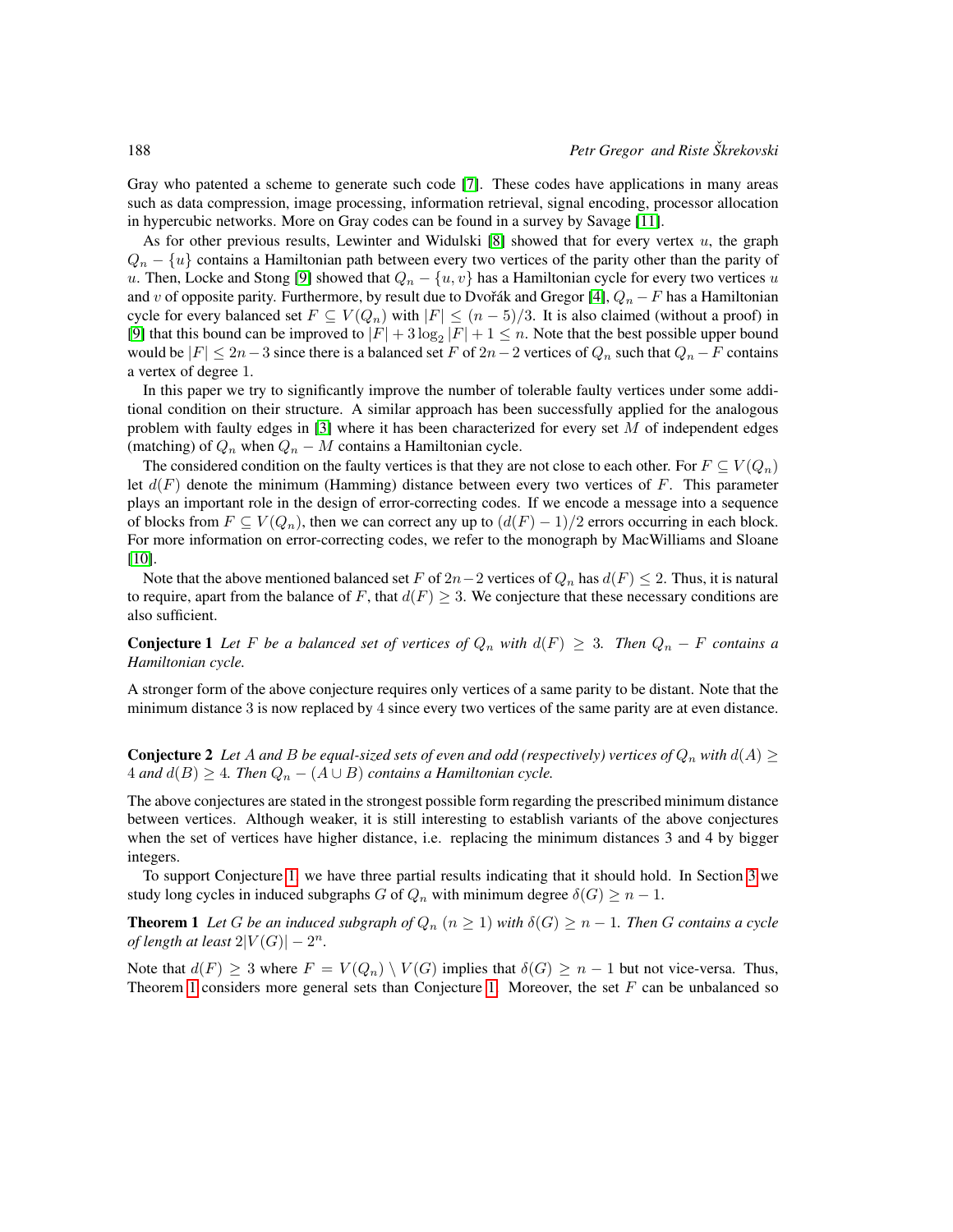Gray who patented a scheme to generate such code [7]. These codes have applications in many areas such as data compression, image processing, information retrieval, signal encoding, processor allocation in hypercubic networks. More on Gray codes can be found in a survey by Savage [11].

As for other previous results, Lewinter and Widulski [8] showed that for every vertex $u$, the graph $Q_n - \{u\}$ contains a Hamiltonian path between every two vertices of the parity other than the parity of $u$. Then, Locke and Stong [9] showed that $Q_n - \{u, v\}$ has a Hamiltonian cycle for every two vertices $u$ and $v$ of opposite parity. Furthermore, by result due to Dvořák and Gregor [4], $Q_n - F$ has a Hamiltonian cycle for every balanced set $F \subseteq V(Q_n)$ with $|F| \leq (n-5)/3$. It is also claimed (without a proof) in [9] that this bound can be improved to $|F| + 3\log_2 |F| + 1 \leq n$. Note that the best possible upper bound would be $|F| \leq 2n-3$ since there is a balanced set $F$ of $2n-2$ vertices of $Q_n$ such that $Q_n - F$ contains a vertex of degree 1.

In this paper we try to significantly improve the number of tolerable faulty vertices under some additional condition on their structure. A similar approach has been successfully applied for the analogous problem with faulty edges in [3] where it has been characterized for every set $M$ of independent edges (matching) of $Q_n$ when $Q_n - M$ contains a Hamiltonian cycle.

The considered condition on the faulty vertices is that they are not close to each other. For $F \subseteq V(Q_n)$ let $d(F)$ denote the minimum (Hamming) distance between every two vertices of $F$. This parameter plays an important role in the design of error-correcting codes. If we encode a message into a sequence of blocks from $F \subseteq V(Q_n)$, then we can correct any up to $(d(F)-1)/2$ errors occurring in each block. For more information on error-correcting codes, we refer to the monograph by MacWilliams and Sloane [10].

Note that the above mentioned balanced set $F$ of $2n-2$ vertices of $Q_n$ has $d(F) \leq 2$. Thus, it is natural to require, apart from the balance of $F$, that $d(F) \geq 3$. We conjecture that these necessary conditions are also sufficient.

**Conjecture 1** *Let $F$ be a balanced set of vertices of $Q_n$ with $d(F) \geq 3$. Then $Q_n - F$ contains a Hamiltonian cycle.*

A stronger form of the above conjecture requires only vertices of a same parity to be distant. Note that the minimum distance 3 is now replaced by 4 since every two vertices of the same parity are at even distance.

**Conjecture 2** *Let $A$ and $B$ be equal-sized sets of even and odd (respectively) vertices of $Q_n$ with $d(A) \geq 4$ and $d(B) \geq 4$. Then $Q_n - (A \cup B)$ contains a Hamiltonian cycle.*

The above conjectures are stated in the strongest possible form regarding the prescribed minimum distance between vertices. Although weaker, it is still interesting to establish variants of the above conjectures when the set of vertices have higher distance, i.e. replacing the minimum distances 3 and 4 by bigger integers.

To support Conjecture 1, we have three partial results indicating that it should hold. In Section 3 we study long cycles in induced subgraphs $G$ of $Q_n$ with minimum degree $\delta(G) \geq n-1$.

**Theorem 1** *Let $G$ be an induced subgraph of $Q_n$ ($n \geq 1$) with $\delta(G) \geq n-1$. Then $G$ contains a cycle of length at least $2|V(G)| - 2^n$.*

Note that $d(F) \geq 3$ where $F = V(Q_n) \setminus V(G)$ implies that $\delta(G) \geq n-1$ but not vice-versa. Thus, Theorem 1 considers more general sets than Conjecture 1. Moreover, the set $F$ can be unbalanced so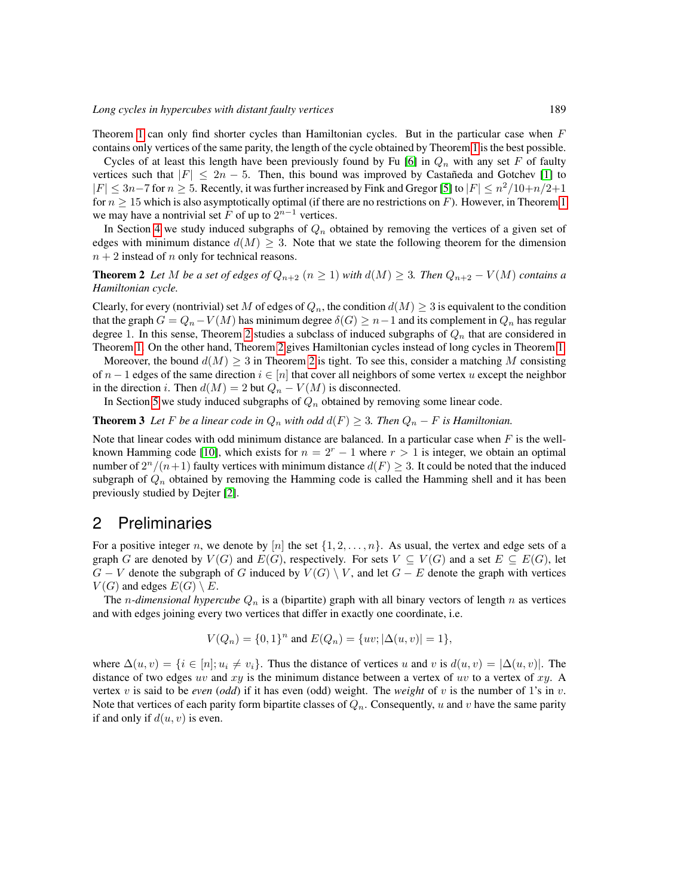Theorem 1 can only find shorter cycles than Hamiltonian cycles. But in the particular case when $F$ contains only vertices of the same parity, the length of the cycle obtained by Theorem 1 is the best possible.

Cycles of at least this length have been previously found by Fu [6] in $Q_n$ with any set $F$ of faulty vertices such that $|F| \leq 2n-5$. Then, this bound was improved by Castañeda and Gotchev [1] to $|F| \leq 3n-7$ for $n \geq 5$. Recently, it was further increased by Fink and Gregor [5] to $|F| \leq n^2/10+n/2+1$ for $n \geq 15$ which is also asymptotically optimal (if there are no restrictions on $F$). However, in Theorem 1 we may have a nontrivial set $F$ of up to $2^{n-1}$ vertices.

In Section 4 we study induced subgraphs of $Q_n$ obtained by removing the vertices of a given set of edges with minimum distance $d(M) \geq 3$. Note that we state the following theorem for the dimension $n+2$ instead of $n$ only for technical reasons.

**Theorem 2** *Let $M$ be a set of edges of $Q_{n+2}$ $(n \geq 1)$ with $d(M) \geq 3$. Then $Q_{n+2} - V(M)$ contains a Hamiltonian cycle.*

Clearly, for every (nontrivial) set $M$ of edges of $Q_n$, the condition $d(M) \geq 3$ is equivalent to the condition that the graph $G = Q_n - V(M)$ has minimum degree $\delta(G) \geq n-1$ and its complement in $Q_n$ has regular degree 1. In this sense, Theorem 2 studies a subclass of induced subgraphs of $Q_n$ that are considered in Theorem 1. On the other hand, Theorem 2 gives Hamiltonian cycles instead of long cycles in Theorem 1.

Moreover, the bound $d(M) \geq 3$ in Theorem 2 is tight. To see this, consider a matching $M$ consisting of $n-1$ edges of the same direction $i \in [n]$ that cover all neighbors of some vertex $u$ except the neighbor in the direction $i$. Then $d(M) = 2$ but $Q_n - V(M)$ is disconnected.

In Section 5 we study induced subgraphs of $Q_n$ obtained by removing some linear code.

**Theorem 3** *Let $F$ be a linear code in $Q_n$ with odd $d(F) \geq 3$. Then $Q_n - F$ is Hamiltonian.*

Note that linear codes with odd minimum distance are balanced. In a particular case when $F$ is the well-known Hamming code [10], which exists for $n = 2^r - 1$ where $r > 1$ is integer, we obtain an optimal number of $2^n/(n+1)$ faulty vertices with minimum distance $d(F) \geq 3$. It could be noted that the induced subgraph of $Q_n$ obtained by removing the Hamming code is called the Hamming shell and it has been previously studied by Dejter [2].

## 2 Preliminaries

For a positive integer $n$, we denote by $[n]$ the set $\{1, 2, \ldots, n\}$. As usual, the vertex and edge sets of a graph $G$ are denoted by $V(G)$ and $E(G)$, respectively. For sets $V \subseteq V(G)$ and a set $E \subseteq E(G)$, let $G - V$ denote the subgraph of $G$ induced by $V(G) \setminus V$, and let $G - E$ denote the graph with vertices $V(G)$ and edges $E(G) \setminus E$.

The *$n$-dimensional hypercube* $Q_n$ is a (bipartite) graph with all binary vectors of length $n$ as vertices and with edges joining every two vertices that differ in exactly one coordinate, i.e.

$$V(Q_n) = \{0,1\}^n \text{ and } E(Q_n) = \{uv; |\Delta(u,v)| = 1\},$$

where $\Delta(u,v) = \{i \in [n]; u_i \neq v_i\}$. Thus the distance of vertices $u$ and $v$ is $d(u,v) = |\Delta(u,v)|$. The distance of two edges $uv$ and $xy$ is the minimum distance between a vertex of $uv$ to a vertex of $xy$. A vertex $v$ is said to be *even* (*odd*) if it has even (odd) weight. The *weight* of $v$ is the number of 1's in $v$. Note that vertices of each parity form bipartite classes of $Q_n$. Consequently, $u$ and $v$ have the same parity if and only if $d(u,v)$ is even.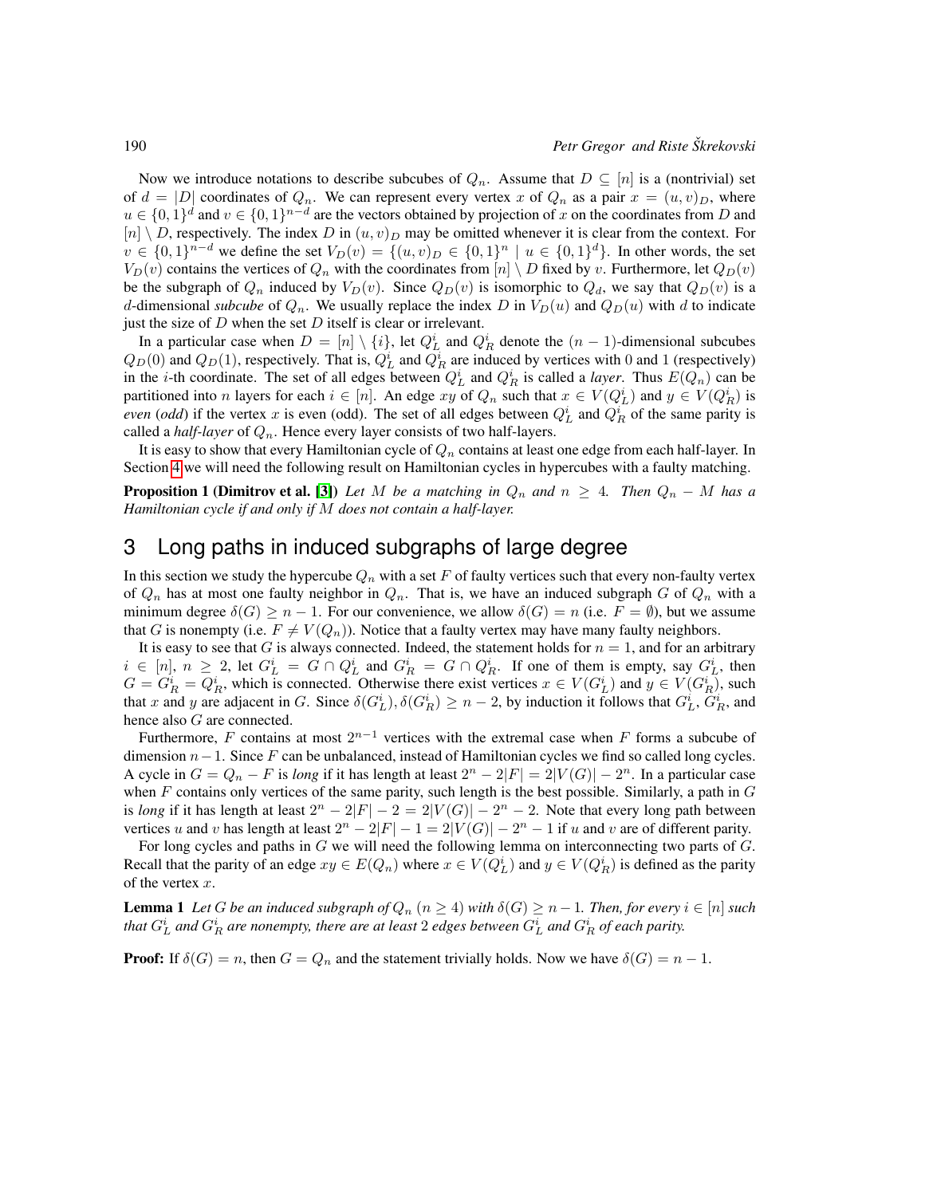Now we introduce notations to describe subcubes of $Q_n$. Assume that $D \subseteq [n]$ is a (nontrivial) set of $d = |D|$ coordinates of $Q_n$. We can represent every vertex $x$ of $Q_n$ as a pair $x = (u, v)_D$, where $u \in \{0,1\}^d$ and $v \in \{0,1\}^{n-d}$ are the vectors obtained by projection of $x$ on the coordinates from $D$ and $[n] \setminus D$, respectively. The index $D$ in $(u, v)_D$ may be omitted whenever it is clear from the context. For $v \in \{0,1\}^{n-d}$ we define the set $V_D(v) = \{(u, v)_D \in \{0,1\}^n \mid u \in \{0,1\}^d\}$. In other words, the set $V_D(v)$ contains the vertices of $Q_n$ with the coordinates from $[n] \setminus D$ fixed by $v$. Furthermore, let $Q_D(v)$ be the subgraph of $Q_n$ induced by $V_D(v)$. Since $Q_D(v)$ is isomorphic to $Q_d$, we say that $Q_D(v)$ is a $d$-dimensional *subcube* of $Q_n$. We usually replace the index $D$ in $V_D(u)$ and $Q_D(u)$ with $d$ to indicate just the size of $D$ when the set $D$ itself is clear or irrelevant.

In a particular case when $D = [n] \setminus \{i\}$, let $Q_L^i$ and $Q_R^i$ denote the $(n-1)$-dimensional subcubes $Q_D(0)$ and $Q_D(1)$, respectively. That is, $Q_L^i$ and $Q_R^i$ are induced by vertices with 0 and 1 (respectively) in the $i$-th coordinate. The set of all edges between $Q_L^i$ and $Q_R^i$ is called a *layer*. Thus $E(Q_n)$ can be partitioned into $n$ layers for each $i \in [n]$. An edge $xy$ of $Q_n$ such that $x \in V(Q_L^i)$ and $y \in V(Q_R^i)$ is *even* (*odd*) if the vertex $x$ is even (odd). The set of all edges between $Q_L^i$ and $Q_R^i$ of the same parity is called a *half-layer* of $Q_n$. Hence every layer consists of two half-layers.

It is easy to show that every Hamiltonian cycle of $Q_n$ contains at least one edge from each half-layer. In Section 4 we will need the following result on Hamiltonian cycles in hypercubes with a faulty matching.

**Proposition 1 (Dimitrov et al. [3])** *Let $M$ be a matching in $Q_n$ and $n \geq 4$. Then $Q_n - M$ has a Hamiltonian cycle if and only if $M$ does not contain a half-layer.*

## 3 Long paths in induced subgraphs of large degree

In this section we study the hypercube $Q_n$ with a set $F$ of faulty vertices such that every non-faulty vertex of $Q_n$ has at most one faulty neighbor in $Q_n$. That is, we have an induced subgraph $G$ of $Q_n$ with a minimum degree $\delta(G) \geq n-1$. For our convenience, we allow $\delta(G) = n$ (i.e. $F = \emptyset$), but we assume that $G$ is nonempty (i.e. $F \neq V(Q_n)$). Notice that a faulty vertex may have many faulty neighbors.

It is easy to see that $G$ is always connected. Indeed, the statement holds for $n = 1$, and for an arbitrary $i \in [n]$, $n \geq 2$, let $G_L^i = G \cap Q_L^i$ and $G_R^i = G \cap Q_R^i$. If one of them is empty, say $G_L^i$, then $G = G_R^i = Q_R^i$, which is connected. Otherwise there exist vertices $x \in V(G_L^i)$ and $y \in V(G_R^i)$, such that $x$ and $y$ are adjacent in $G$. Since $\delta(G_L^i), \delta(G_R^i) \geq n-2$, by induction it follows that $G_L^i$, $G_R^i$, and hence also $G$ are connected.

Furthermore, $F$ contains at most $2^{n-1}$ vertices with the extremal case when $F$ forms a subcube of dimension $n-1$. Since $F$ can be unbalanced, instead of Hamiltonian cycles we find so called long cycles. A cycle in $G = Q_n - F$ is *long* if it has length at least $2^n - 2|F| = 2|V(G)| - 2^n$. In a particular case when $F$ contains only vertices of the same parity, such length is the best possible. Similarly, a path in $G$ is *long* if it has length at least $2^n - 2|F| - 2 = 2|V(G)| - 2^n - 2$. Note that every long path between vertices $u$ and $v$ has length at least $2^n - 2|F| - 1 = 2|V(G)| - 2^n - 1$ if $u$ and $v$ are of different parity.

For long cycles and paths in $G$ we will need the following lemma on interconnecting two parts of $G$. Recall that the parity of an edge $xy \in E(Q_n)$ where $x \in V(Q_L^i)$ and $y \in V(Q_R^i)$ is defined as the parity of the vertex $x$.

**Lemma 1** *Let $G$ be an induced subgraph of $Q_n$ ($n \geq 4$) with $\delta(G) \geq n-1$. Then, for every $i \in [n]$ such that $G_L^i$ and $G_R^i$ are nonempty, there are at least 2 edges between $G_L^i$ and $G_R^i$ of each parity.*

**Proof:** If $\delta(G) = n$, then $G = Q_n$ and the statement trivially holds. Now we have $\delta(G) = n-1$.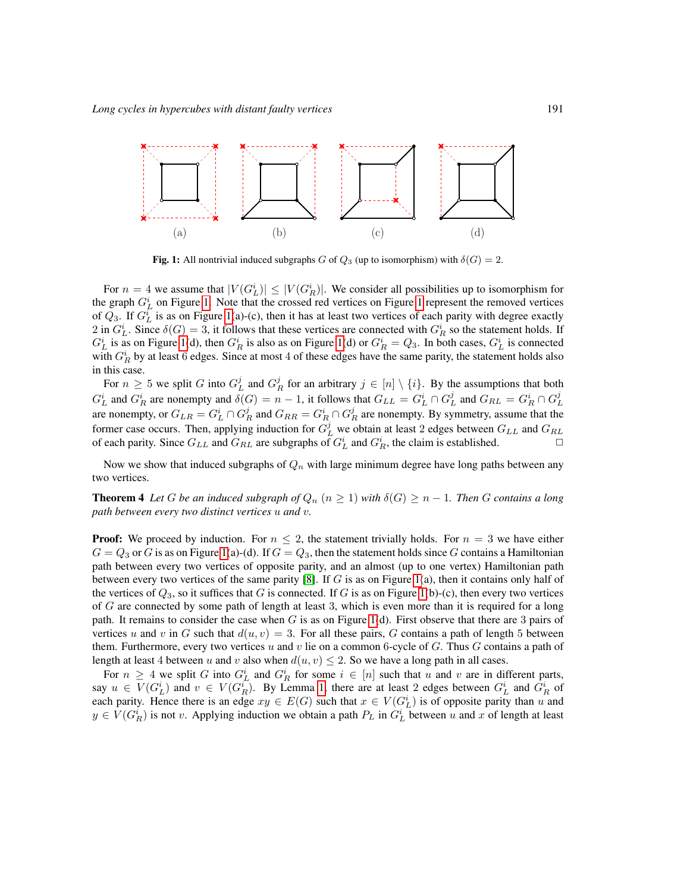(a) (b) (c) (d)

**Fig. 1:** All nontrivial induced subgraphs $G$ of $Q_3$ (up to isomorphism) with $\delta(G) = 2$.

For $n = 4$ we assume that $|V(G_L^i)| \le |V(G_R^i)|$. We consider all possibilities up to isomorphism for the graph $G_L^i$ on Figure 1. Note that the crossed red vertices on Figure 1 represent the removed vertices of $Q_3$. If $G_L^i$ is as on Figure 1(a)-(c), then it has at least two vertices of each parity with degree exactly 2 in $G_L^i$. Since $\delta(G) = 3$, it follows that these vertices are connected with $G_R^i$ so the statement holds. If $G_L^i$ is as on Figure 1(d), then $G_R^i$ is also as on Figure 1(d) or $G_R^i = Q_3$. In both cases, $G_L^i$ is connected with $G_R^i$ by at least 6 edges. Since at most 4 of these edges have the same parity, the statement holds also in this case.

For $n \ge 5$ we split $G$ into $G_L^j$ and $G_R^j$ for an arbitrary $j \in [n] \setminus \{i\}$. By the assumptions that both $G_L^i$ and $G_R^i$ are nonempty and $\delta(G) = n - 1$, it follows that $G_{LL} = G_L^i \cap G_L^j$ and $G_{RL} = G_R^i \cap G_L^j$ are nonempty, or $G_{LR} = G_L^i \cap G_R^j$ and $G_{RR} = G_R^i \cap G_R^j$ are nonempty. By symmetry, assume that the former case occurs. Then, applying induction for $G_L^j$ we obtain at least 2 edges between $G_{LL}$ and $G_{RL}$ of each parity. Since $G_{LL}$ and $G_{RL}$ are subgraphs of $G_L^i$ and $G_R^i$, the claim is established. □

Now we show that induced subgraphs of $Q_n$ with large minimum degree have long paths between any two vertices.

**Theorem 4** *Let $G$ be an induced subgraph of $Q_n$ ($n \ge 1$) with $\delta(G) \ge n - 1$. Then $G$ contains a long path between every two distinct vertices $u$ and $v$.*

**Proof:** We proceed by induction. For $n \le 2$, the statement trivially holds. For $n = 3$ we have either $G = Q_3$ or $G$ is as on Figure 1(a)-(d). If $G = Q_3$, then the statement holds since $G$ contains a Hamiltonian path between every two vertices of opposite parity, and an almost (up to one vertex) Hamiltonian path between every two vertices of the same parity [8]. If $G$ is as on Figure 1(a), then it contains only half of the vertices of $Q_3$, so it suffices that $G$ is connected. If $G$ is as on Figure 1(b)-(c), then every two vertices of $G$ are connected by some path of length at least 3, which is even more than it is required for a long path. It remains to consider the case when $G$ is as on Figure 1(d). First observe that there are 3 pairs of vertices $u$ and $v$ in $G$ such that $d(u, v) = 3$. For all these pairs, $G$ contains a path of length 5 between them. Furthermore, every two vertices $u$ and $v$ lie on a common 6-cycle of $G$. Thus $G$ contains a path of length at least 4 between $u$ and $v$ also when $d(u, v) \le 2$. So we have a long path in all cases.

For $n \ge 4$ we split $G$ into $G_L^i$ and $G_R^i$ for some $i \in [n]$ such that $u$ and $v$ are in different parts, say $u \in V(G_L^i)$ and $v \in V(G_R^i)$. By Lemma 1, there are at least 2 edges between $G_L^i$ and $G_R^i$ of each parity. Hence there is an edge $xy \in E(G)$ such that $x \in V(G_L^i)$ is of opposite parity than $u$ and $y \in V(G_R^i)$ is not $v$. Applying induction we obtain a path $P_L$ in $G_L^i$ between $u$ and $x$ of length at least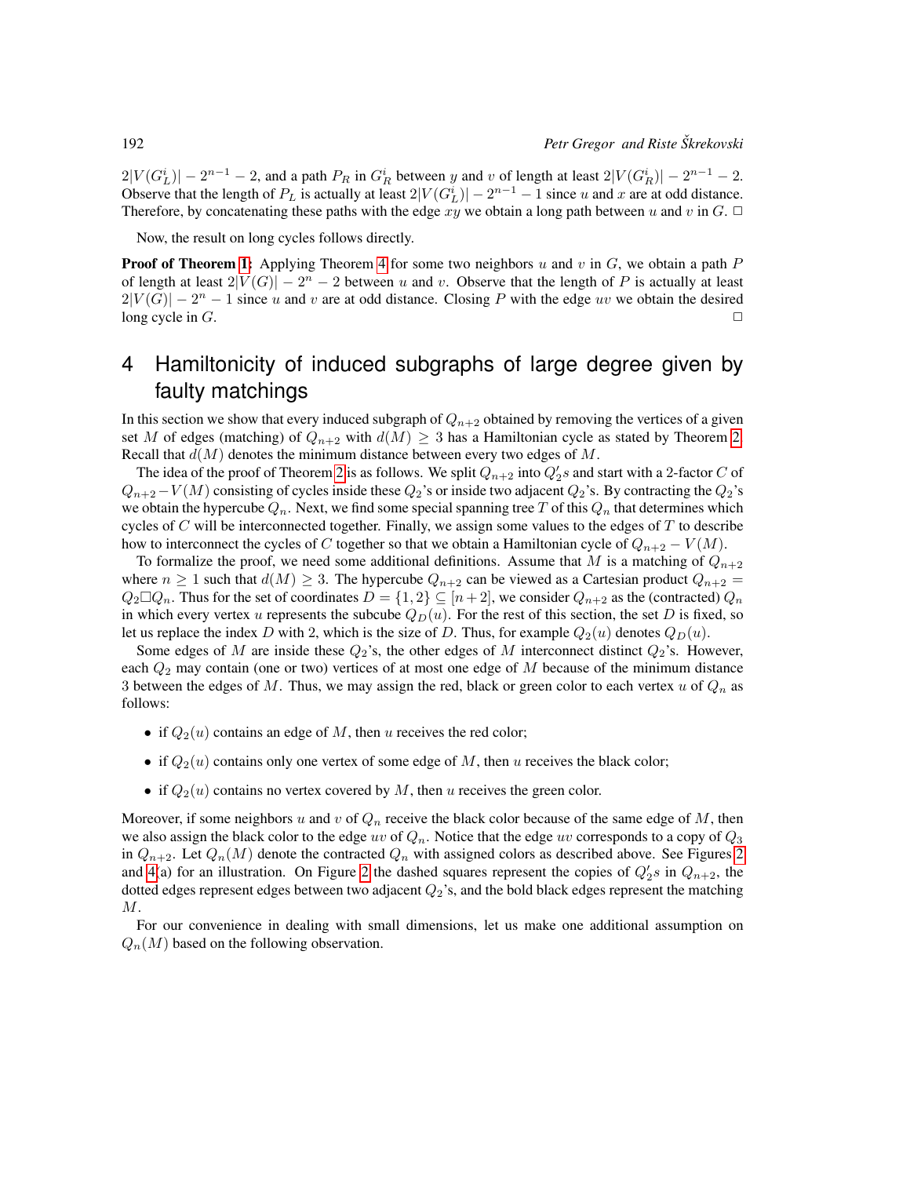$2|V(G_L^i)| - 2^{n-1} - 2$, and a path $P_R$ in $G_R^i$ between $y$ and $v$ of length at least $2|V(G_R^i)| - 2^{n-1} - 2$. Observe that the length of $P_L$ is actually at least $2|V(G_L^i)| - 2^{n-1} - 1$ since $u$ and $x$ are at odd distance. Therefore, by concatenating these paths with the edge $xy$ we obtain a long path between $u$ and $v$ in $G$. □

Now, the result on long cycles follows directly.

**Proof of Theorem 1:** Applying Theorem 4 for some two neighbors $u$ and $v$ in $G$, we obtain a path $P$ of length at least $2|V(G)| - 2^n - 2$ between $u$ and $v$. Observe that the length of $P$ is actually at least $2|V(G)| - 2^n - 1$ since $u$ and $v$ are at odd distance. Closing $P$ with the edge $uv$ we obtain the desired long cycle in $G$. □

# 4 Hamiltonicity of induced subgraphs of large degree given by faulty matchings

In this section we show that every induced subgraph of $Q_{n+2}$ obtained by removing the vertices of a given set $M$ of edges (matching) of $Q_{n+2}$ with $d(M) \geq 3$ has a Hamiltonian cycle as stated by Theorem 2. Recall that $d(M)$ denotes the minimum distance between every two edges of $M$.

The idea of the proof of Theorem 2 is as follows. We split $Q_{n+2}$ into $Q_2'$s and start with a 2-factor $C$ of $Q_{n+2} - V(M)$ consisting of cycles inside these $Q_2$'s or inside two adjacent $Q_2$'s. By contracting the $Q_2$'s we obtain the hypercube $Q_n$. Next, we find some special spanning tree $T$ of this $Q_n$ that determines which cycles of $C$ will be interconnected together. Finally, we assign some values to the edges of $T$ to describe how to interconnect the cycles of $C$ together so that we obtain a Hamiltonian cycle of $Q_{n+2} - V(M)$.

To formalize the proof, we need some additional definitions. Assume that $M$ is a matching of $Q_{n+2}$ where $n \geq 1$ such that $d(M) \geq 3$. The hypercube $Q_{n+2}$ can be viewed as a Cartesian product $Q_{n+2} = Q_2 \Box Q_n$. Thus for the set of coordinates $D = \{1, 2\} \subseteq [n+2]$, we consider $Q_{n+2}$ as the (contracted) $Q_n$ in which every vertex $u$ represents the subcube $Q_D(u)$. For the rest of this section, the set $D$ is fixed, so let us replace the index $D$ with 2, which is the size of $D$. Thus, for example $Q_2(u)$ denotes $Q_D(u)$.

Some edges of $M$ are inside these $Q_2$'s, the other edges of $M$ interconnect distinct $Q_2$'s. However, each $Q_2$ may contain (one or two) vertices of at most one edge of $M$ because of the minimum distance 3 between the edges of $M$. Thus, we may assign the red, black or green color to each vertex $u$ of $Q_n$ as follows:

- if $Q_2(u)$ contains an edge of $M$, then $u$ receives the red color;
- if $Q_2(u)$ contains only one vertex of some edge of $M$, then $u$ receives the black color;
- if $Q_2(u)$ contains no vertex covered by $M$, then $u$ receives the green color.

Moreover, if some neighbors $u$ and $v$ of $Q_n$ receive the black color because of the same edge of $M$, then we also assign the black color to the edge $uv$ of $Q_n$. Notice that the edge $uv$ corresponds to a copy of $Q_3$ in $Q_{n+2}$. Let $Q_n(M)$ denote the contracted $Q_n$ with assigned colors as described above. See Figures 2 and 4(a) for an illustration. On Figure 2 the dashed squares represent the copies of $Q_2'$s in $Q_{n+2}$, the dotted edges represent edges between two adjacent $Q_2$'s, and the bold black edges represent the matching $M$.

For our convenience in dealing with small dimensions, let us make one additional assumption on $Q_n(M)$ based on the following observation.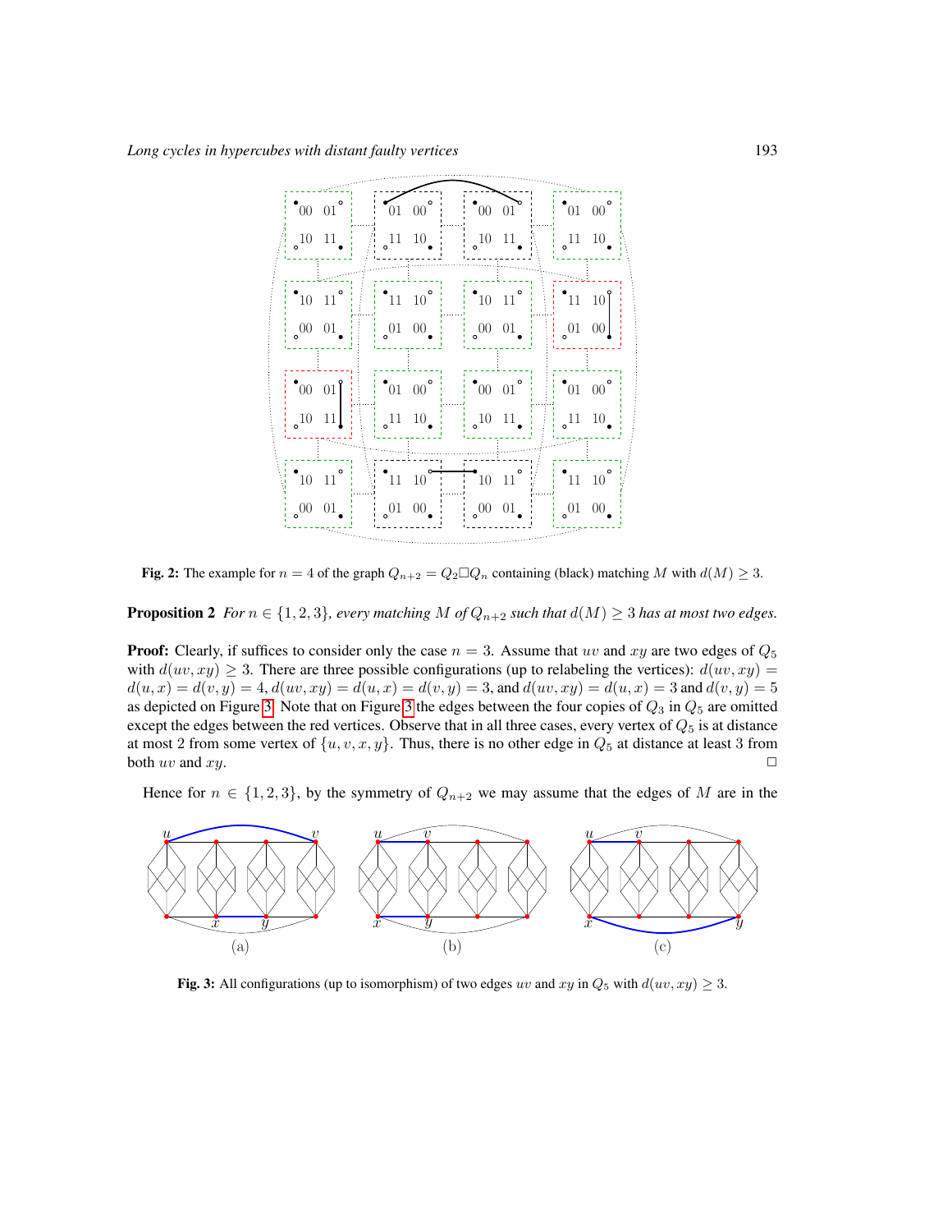Fig. 2: The example for $n = 4$ of the graph $Q_{n+2} = Q_2 \Box Q_n$ containing (black) matching $M$ with $d(M) \geq 3$.

**Proposition 2** *For $n \in \{1, 2, 3\}$, every matching $M$ of $Q_{n+2}$ such that $d(M) \geq 3$ has at most two edges.*

**Proof:** Clearly, if suffices to consider only the case $n = 3$. Assume that $uv$ and $xy$ are two edges of $Q_5$ with $d(uv, xy) \geq 3$. There are three possible configurations (up to relabeling the vertices): $d(uv, xy) = d(u, x) = d(v, y) = 4$, $d(uv, xy) = d(u, x) = d(v, y) = 3$, and $d(uv, xy) = d(u, x) = 3$ and $d(v, y) = 5$ as depicted on Figure 3. Note that on Figure 3 the edges between the four copies of $Q_3$ in $Q_5$ are omitted except the edges between the red vertices. Observe that in all three cases, every vertex of $Q_5$ is at distance at most 2 from some vertex of $\{u, v, x, y\}$. Thus, there is no other edge in $Q_5$ at distance at least 3 from both $uv$ and $xy$. $\square$

Hence for $n \in \{1, 2, 3\}$, by the symmetry of $Q_{n+2}$ we may assume that the edges of $M$ are in the

Fig. 3: All configurations (up to isomorphism) of two edges $uv$ and $xy$ in $Q_5$ with $d(uv, xy) \geq 3$.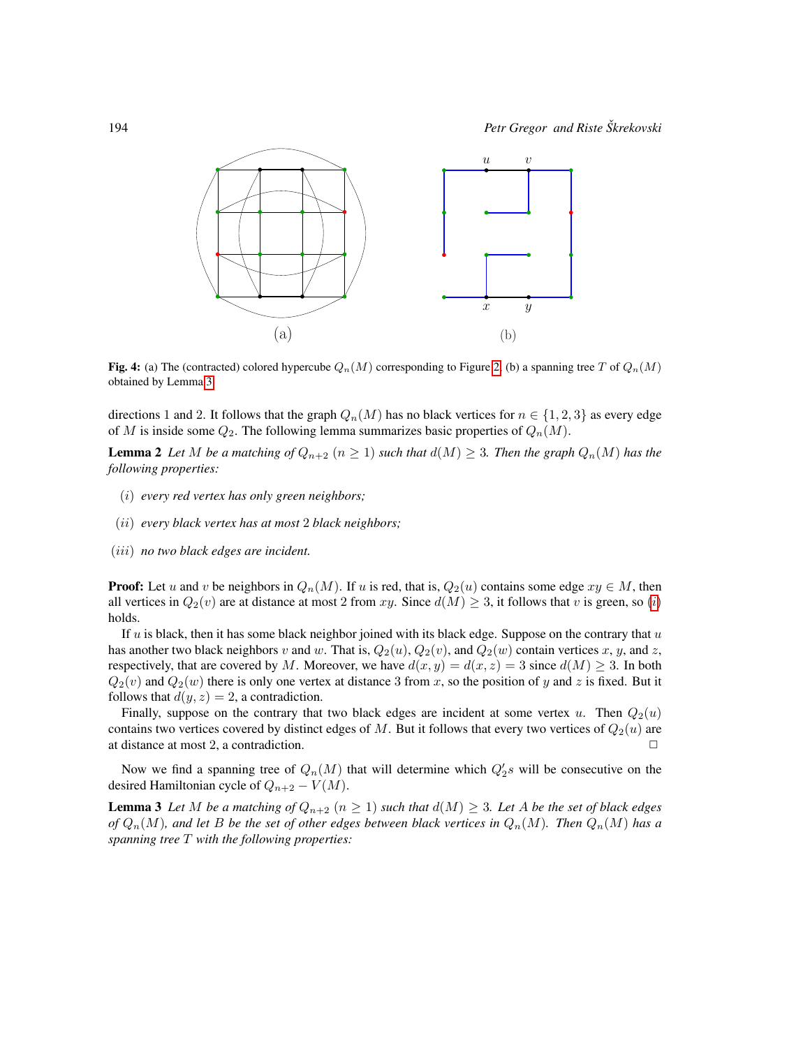Fig. 4: (a) The (contracted) colored hypercube $Q_n(M)$ corresponding to Figure 2. (b) a spanning tree $T$ of $Q_n(M)$ obtained by Lemma 3.

directions 1 and 2. It follows that the graph $Q_n(M)$ has no black vertices for $n \in \{1, 2, 3\}$ as every edge of $M$ is inside some $Q_2$. The following lemma summarizes basic properties of $Q_n(M)$.

**Lemma 2** *Let $M$ be a matching of $Q_{n+2}$ $(n \geq 1)$ such that $d(M) \geq 3$. Then the graph $Q_n(M)$ has the following properties:*

- $(i)$ *every red vertex has only green neighbors;*
- $(ii)$ *every black vertex has at most 2 black neighbors;*
- $(iii)$ *no two black edges are incident.*

**Proof:** Let $u$ and $v$ be neighbors in $Q_n(M)$. If $u$ is red, that is, $Q_2(u)$ contains some edge $xy \in M$, then all vertices in $Q_2(v)$ are at distance at most 2 from $xy$. Since $d(M) \geq 3$, it follows that $v$ is green, so $(i)$ holds.

If $u$ is black, then it has some black neighbor joined with its black edge. Suppose on the contrary that $u$ has another two black neighbors $v$ and $w$. That is, $Q_2(u)$, $Q_2(v)$, and $Q_2(w)$ contain vertices $x$, $y$, and $z$, respectively, that are covered by $M$. Moreover, we have $d(x, y) = d(x, z) = 3$ since $d(M) \geq 3$. In both $Q_2(v)$ and $Q_2(w)$ there is only one vertex at distance 3 from $x$, so the position of $y$ and $z$ is fixed. But it follows that $d(y, z) = 2$, a contradiction.

Finally, suppose on the contrary that two black edges are incident at some vertex $u$. Then $Q_2(u)$ contains two vertices covered by distinct edges of $M$. But it follows that every two vertices of $Q_2(u)$ are at distance at most 2, a contradiction. □

Now we find a spanning tree of $Q_n(M)$ that will determine which $Q_2's$ will be consecutive on the desired Hamiltonian cycle of $Q_{n+2} - V(M)$.

**Lemma 3** *Let $M$ be a matching of $Q_{n+2}$ $(n \geq 1)$ such that $d(M) \geq 3$. Let $A$ be the set of black edges of $Q_n(M)$, and let $B$ be the set of other edges between black vertices in $Q_n(M)$. Then $Q_n(M)$ has a spanning tree $T$ with the following properties:*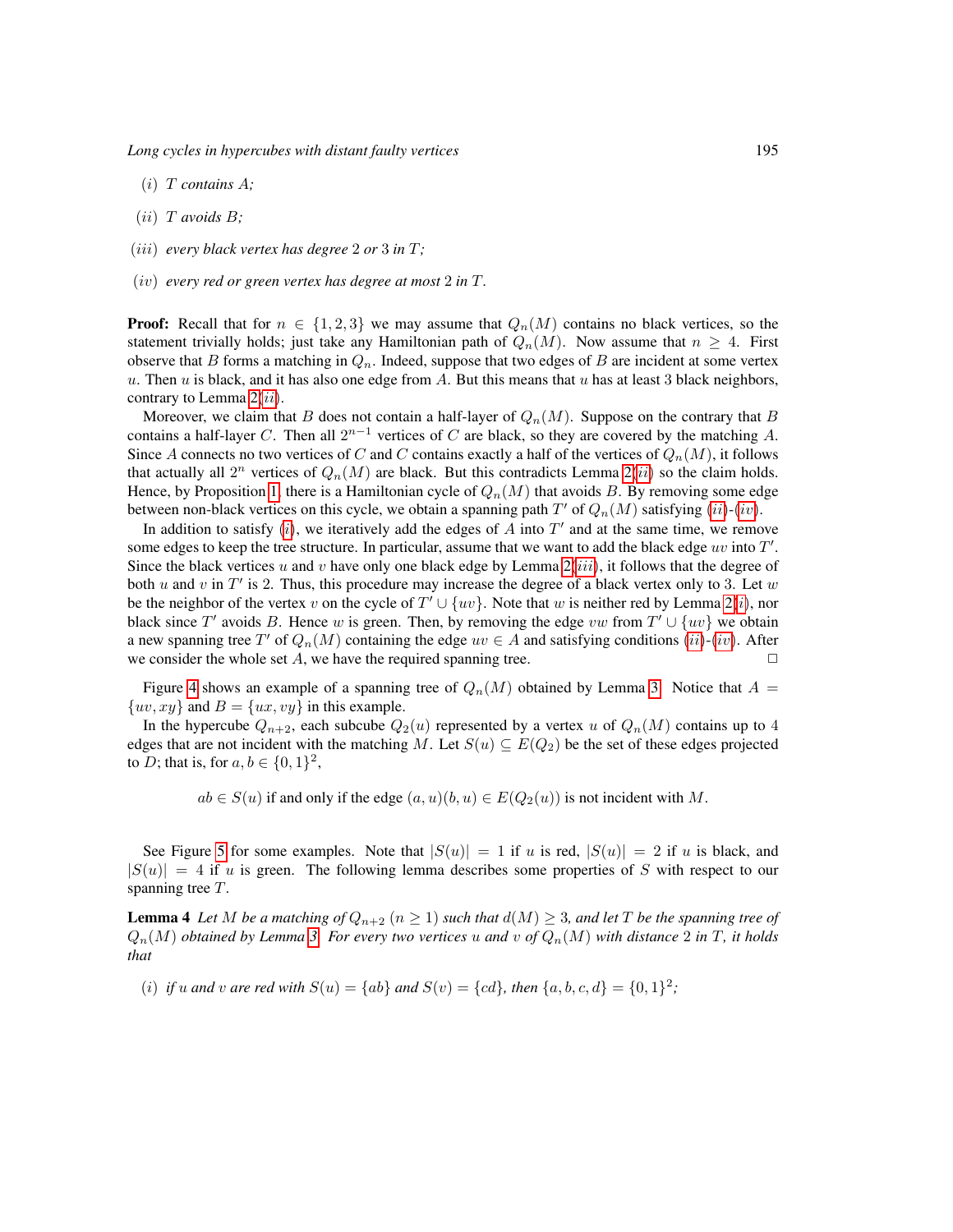$(i)$ *$T$ contains $A$;*

$(ii)$ *$T$ avoids $B$;*

$(iii)$ *every black vertex has degree 2 or 3 in $T$;*

$(iv)$ *every red or green vertex has degree at most 2 in $T$.*

**Proof:** Recall that for $n \in \{1, 2, 3\}$ we may assume that $Q_n(M)$ contains no black vertices, so the statement trivially holds; just take any Hamiltonian path of $Q_n(M)$. Now assume that $n \geq 4$. First observe that $B$ forms a matching in $Q_n$. Indeed, suppose that two edges of $B$ are incident at some vertex $u$. Then $u$ is black, and it has also one edge from $A$. But this means that $u$ has at least 3 black neighbors, contrary to Lemma 2($ii$).

Moreover, we claim that $B$ does not contain a half-layer of $Q_n(M)$. Suppose on the contrary that $B$ contains a half-layer $C$. Then all $2^{n-1}$ vertices of $C$ are black, so they are covered by the matching $A$. Since $A$ connects no two vertices of $C$ and $C$ contains exactly a half of the vertices of $Q_n(M)$, it follows that actually all $2^n$ vertices of $Q_n(M)$ are black. But this contradicts Lemma 2($ii$) so the claim holds. Hence, by Proposition 1, there is a Hamiltonian cycle of $Q_n(M)$ that avoids $B$. By removing some edge between non-black vertices on this cycle, we obtain a spanning path $T'$ of $Q_n(M)$ satisfying ($ii$)-($iv$).

In addition to satisfy ($i$), we iteratively add the edges of $A$ into $T'$ and at the same time, we remove some edges to keep the tree structure. In particular, assume that we want to add the black edge $uv$ into $T'$. Since the black vertices $u$ and $v$ have only one black edge by Lemma 2($iii$), it follows that the degree of both $u$ and $v$ in $T'$ is 2. Thus, this procedure may increase the degree of a black vertex only to 3. Let $w$ be the neighbor of the vertex $v$ on the cycle of $T' \cup \{uv\}$. Note that $w$ is neither red by Lemma 2($i$), nor black since $T'$ avoids $B$. Hence $w$ is green. Then, by removing the edge $vw$ from $T' \cup \{uv\}$ we obtain a new spanning tree $T'$ of $Q_n(M)$ containing the edge $uv \in A$ and satisfying conditions ($ii$)-($iv$). After we consider the whole set $A$, we have the required spanning tree. $\square$

Figure 4 shows an example of a spanning tree of $Q_n(M)$ obtained by Lemma 3. Notice that $A = \{uv, xy\}$ and $B = \{ux, vy\}$ in this example.

In the hypercube $Q_{n+2}$, each subcube $Q_2(u)$ represented by a vertex $u$ of $Q_n(M)$ contains up to 4 edges that are not incident with the matching $M$. Let $S(u) \subseteq E(Q_2)$ be the set of these edges projected to $D$; that is, for $a, b \in \{0, 1\}^2$,

$$ab \in S(u) \text{ if and only if the edge } (a, u)(b, u) \in E(Q_2(u)) \text{ is not incident with } M.$$

See Figure 5 for some examples. Note that $|S(u)| = 1$ if $u$ is red, $|S(u)| = 2$ if $u$ is black, and $|S(u)| = 4$ if $u$ is green. The following lemma describes some properties of $S$ with respect to our spanning tree $T$.

**Lemma 4** *Let $M$ be a matching of $Q_{n+2}$ ($n \geq 1$) such that $d(M) \geq 3$, and let $T$ be the spanning tree of $Q_n(M)$ obtained by Lemma 3. For every two vertices $u$ and $v$ of $Q_n(M)$ with distance 2 in $T$, it holds that*

$(i)$ *if $u$ and $v$ are red with $S(u) = \{ab\}$ and $S(v) = \{cd\}$, then $\{a, b, c, d\} = \{0, 1\}^2$;*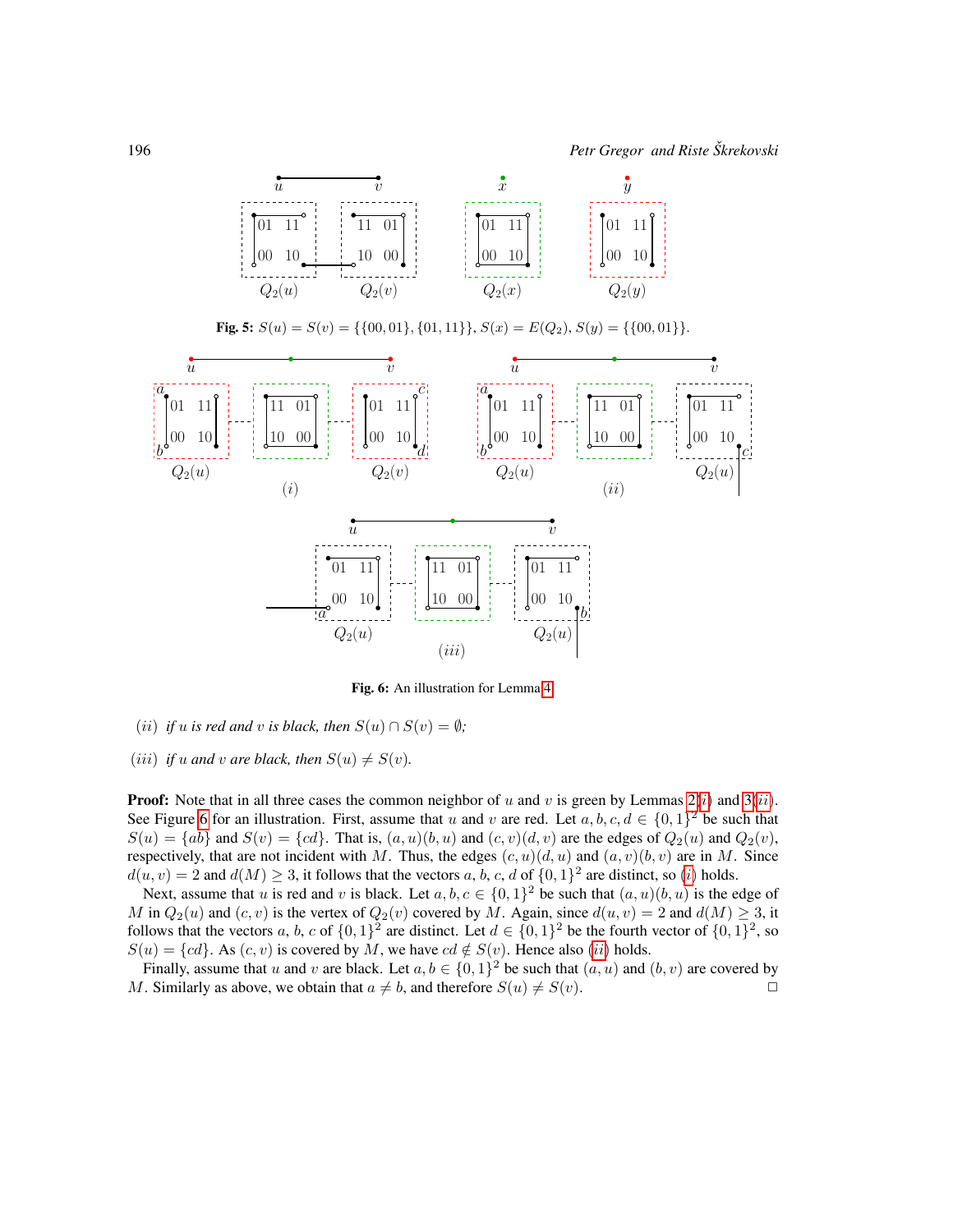**Fig. 5:** $S(u) = S(v) = \{\{00, 01\}, \{01, 11\}\}$, $S(x) = E(Q_2)$, $S(y) = \{\{00, 01\}\}$.

**Fig. 6:** An illustration for Lemma 4.

*(ii)* *if $u$ is red and $v$ is black, then $S(u) \cap S(v) = \emptyset$;*

*(iii)* *if $u$ and $v$ are black, then $S(u) \neq S(v)$.*

**Proof:** Note that in all three cases the common neighbor of $u$ and $v$ is green by Lemmas 2(*i*) and 3(*ii*). See Figure 6 for an illustration. First, assume that $u$ and $v$ are red. Let $a, b, c, d \in \{0,1\}^2$ be such that $S(u) = \{ab\}$ and $S(v) = \{cd\}$. That is, $(a,u)(b,u)$ and $(c,v)(d,v)$ are the edges of $Q_2(u)$ and $Q_2(v)$, respectively, that are not incident with $M$. Thus, the edges $(c,u)(d,u)$ and $(a,v)(b,v)$ are in $M$. Since $d(u,v) = 2$ and $d(M) \geq 3$, it follows that the vectors $a$, $b$, $c$, $d$ of $\{0,1\}^2$ are distinct, so (*i*) holds.

Next, assume that $u$ is red and $v$ is black. Let $a, b, c \in \{0,1\}^2$ be such that $(a,u)(b,u)$ is the edge of $M$ in $Q_2(u)$ and $(c,v)$ is the vertex of $Q_2(v)$ covered by $M$. Again, since $d(u,v) = 2$ and $d(M) \geq 3$, it follows that the vectors $a$, $b$, $c$ of $\{0,1\}^2$ are distinct. Let $d \in \{0,1\}^2$ be the fourth vector of $\{0,1\}^2$, so $S(u) = \{cd\}$. As $(c,v)$ is covered by $M$, we have $cd \notin S(v)$. Hence also (*ii*) holds.

Finally, assume that $u$ and $v$ are black. Let $a, b \in \{0,1\}^2$ be such that $(a,u)$ and $(b,v)$ are covered by $M$. Similarly as above, we obtain that $a \neq b$, and therefore $S(u) \neq S(v)$. □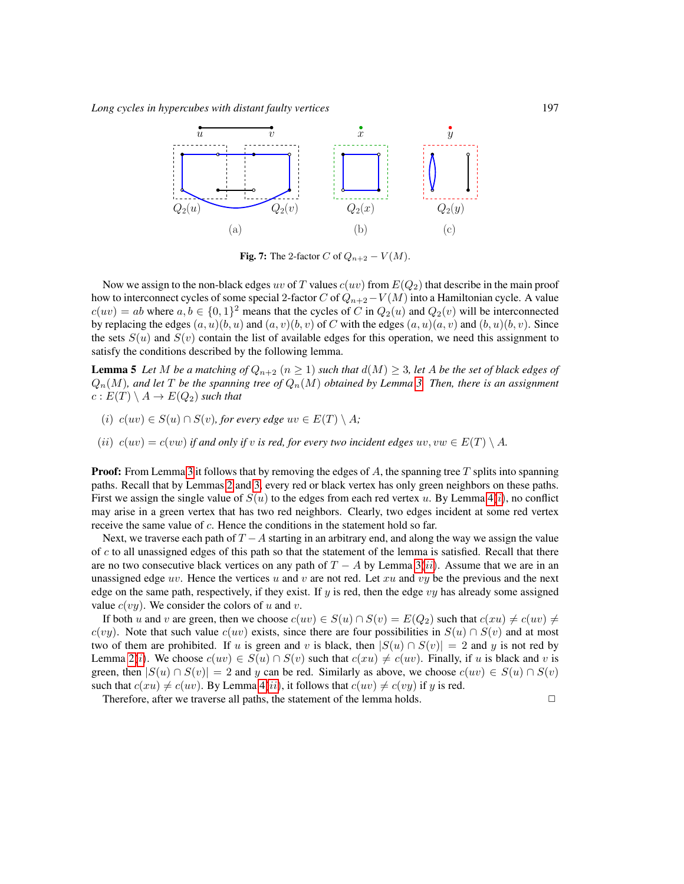**Fig. 7:** The 2-factor $C$ of $Q_{n+2} - V(M)$.

Now we assign to the non-black edges $uv$ of $T$ values $c(uv)$ from $E(Q_2)$ that describe in the main proof how to interconnect cycles of some special 2-factor $C$ of $Q_{n+2} - V(M)$ into a Hamiltonian cycle. A value $c(uv) = ab$ where $a, b \in \{0,1\}^2$ means that the cycles of $C$ in $Q_2(u)$ and $Q_2(v)$ will be interconnected by replacing the edges $(a,u)(b,u)$ and $(a,v)(b,v)$ of $C$ with the edges $(a,u)(a,v)$ and $(b,u)(b,v)$. Since the sets $S(u)$ and $S(v)$ contain the list of available edges for this operation, we need this assignment to satisfy the conditions described by the following lemma.

**Lemma 5** *Let $M$ be a matching of $Q_{n+2}$ $(n \geq 1)$ such that $d(M) \geq 3$, let $A$ be the set of black edges of $Q_n(M)$, and let $T$ be the spanning tree of $Q_n(M)$ obtained by Lemma 3. Then, there is an assignment $c : E(T) \setminus A \to E(Q_2)$ such that*

*(i) $c(uv) \in S(u) \cap S(v)$, for every edge $uv \in E(T) \setminus A$;*

*(ii) $c(uv) = c(vw)$ if and only if $v$ is red, for every two incident edges $uv, vw \in E(T) \setminus A$.*

**Proof:** From Lemma 3 it follows that by removing the edges of $A$, the spanning tree $T$ splits into spanning paths. Recall that by Lemmas 2 and 3, every red or black vertex has only green neighbors on these paths. First we assign the single value of $S(u)$ to the edges from each red vertex $u$. By Lemma 4(*i*), no conflict may arise in a green vertex that has two red neighbors. Clearly, two edges incident at some red vertex receive the same value of $c$. Hence the conditions in the statement hold so far.

Next, we traverse each path of $T - A$ starting in an arbitrary end, and along the way we assign the value of $c$ to all unassigned edges of this path so that the statement of the lemma is satisfied. Recall that there are no two consecutive black vertices on any path of $T - A$ by Lemma 3(*ii*). Assume that we are in an unassigned edge $uv$. Hence the vertices $u$ and $v$ are not red. Let $xu$ and $vy$ be the previous and the next edge on the same path, respectively, if they exist. If $y$ is red, then the edge $vy$ has already some assigned value $c(vy)$. We consider the colors of $u$ and $v$.

If both $u$ and $v$ are green, then we choose $c(uv) \in S(u) \cap S(v) = E(Q_2)$ such that $c(xu) \neq c(uv) \neq c(vy)$. Note that such value $c(uv)$ exists, since there are four possibilities in $S(u) \cap S(v)$ and at most two of them are prohibited. If $u$ is green and $v$ is black, then $|S(u) \cap S(v)| = 2$ and $y$ is not red by Lemma 2(*i*). We choose $c(uv) \in S(u) \cap S(v)$ such that $c(xu) \neq c(uv)$. Finally, if $u$ is black and $v$ is green, then $|S(u) \cap S(v)| = 2$ and $y$ can be red. Similarly as above, we choose $c(uv) \in S(u) \cap S(v)$ such that $c(xu) \neq c(uv)$. By Lemma 4(*ii*), it follows that $c(uv) \neq c(vy)$ if $y$ is red.

Therefore, after we traverse all paths, the statement of the lemma holds. $\square$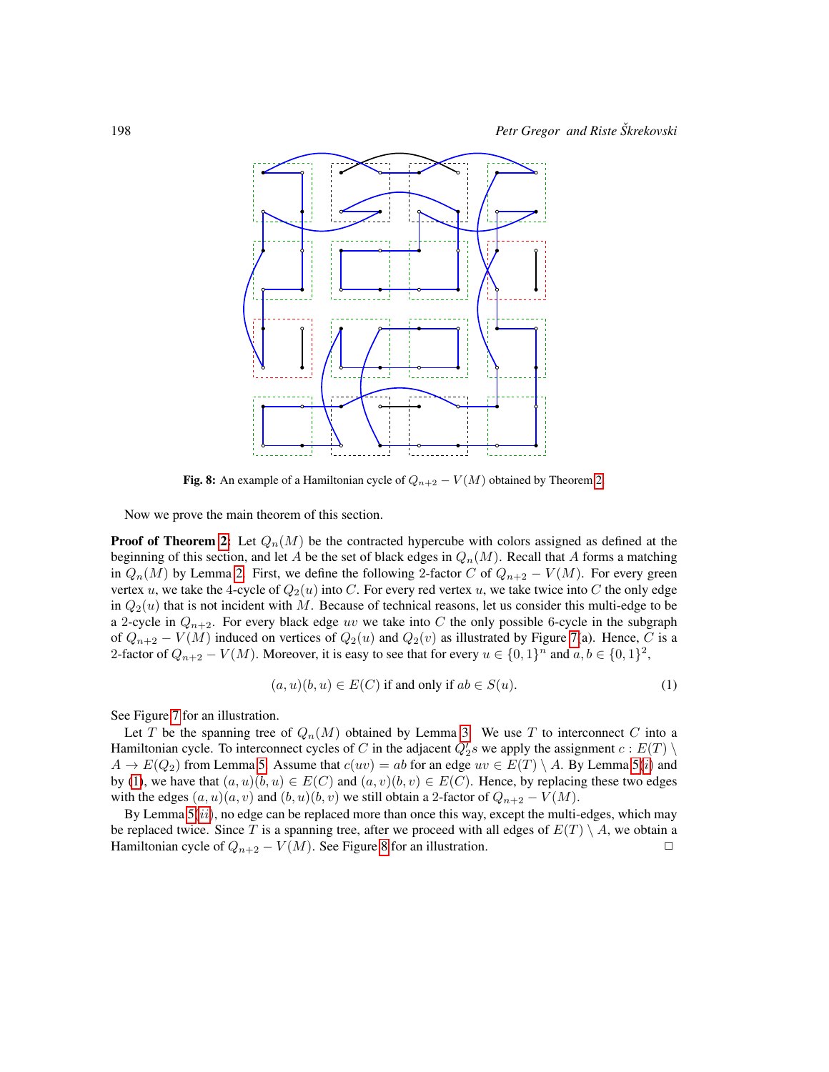Fig. 8: An example of a Hamiltonian cycle of $Q_{n+2} - V(M)$ obtained by Theorem 2

Now we prove the main theorem of this section.

**Proof of Theorem 2:** Let $Q_n(M)$ be the contracted hypercube with colors assigned as defined at the beginning of this section, and let $A$ be the set of black edges in $Q_n(M)$. Recall that $A$ forms a matching in $Q_n(M)$ by Lemma 2. First, we define the following 2-factor $C$ of $Q_{n+2} - V(M)$. For every green vertex $u$, we take the 4-cycle of $Q_2(u)$ into $C$. For every red vertex $u$, we take twice into $C$ the only edge in $Q_2(u)$ that is not incident with $M$. Because of technical reasons, let us consider this multi-edge to be a 2-cycle in $Q_{n+2}$. For every black edge $uv$ we take into $C$ the only possible 6-cycle in the subgraph of $Q_{n+2} - V(M)$ induced on vertices of $Q_2(u)$ and $Q_2(v)$ as illustrated by Figure 7(a). Hence, $C$ is a 2-factor of $Q_{n+2} - V(M)$. Moreover, it is easy to see that for every $u \in \{0,1\}^n$ and $a, b \in \{0,1\}^2$,

$$(a,u)(b,u) \in E(C) \text{ if and only if } ab \in S(u). \tag{1}$$

See Figure 7 for an illustration.

Let $T$ be the spanning tree of $Q_n(M)$ obtained by Lemma 3. We use $T$ to interconnect $C$ into a Hamiltonian cycle. To interconnect cycles of $C$ in the adjacent $Q_2'$s we apply the assignment $c : E(T) \setminus A \to E(Q_2)$ from Lemma 5. Assume that $c(uv) = ab$ for an edge $uv \in E(T) \setminus A$. By Lemma 5(*i*) and by (1), we have that $(a,u)(b,u) \in E(C)$ and $(a,v)(b,v) \in E(C)$. Hence, by replacing these two edges with the edges $(a,u)(a,v)$ and $(b,u)(b,v)$ we still obtain a 2-factor of $Q_{n+2} - V(M)$.

By Lemma 5(*ii*), no edge can be replaced more than once this way, except the multi-edges, which may be replaced twice. Since $T$ is a spanning tree, after we proceed with all edges of $E(T) \setminus A$, we obtain a Hamiltonian cycle of $Q_{n+2} - V(M)$. See Figure 8 for an illustration. □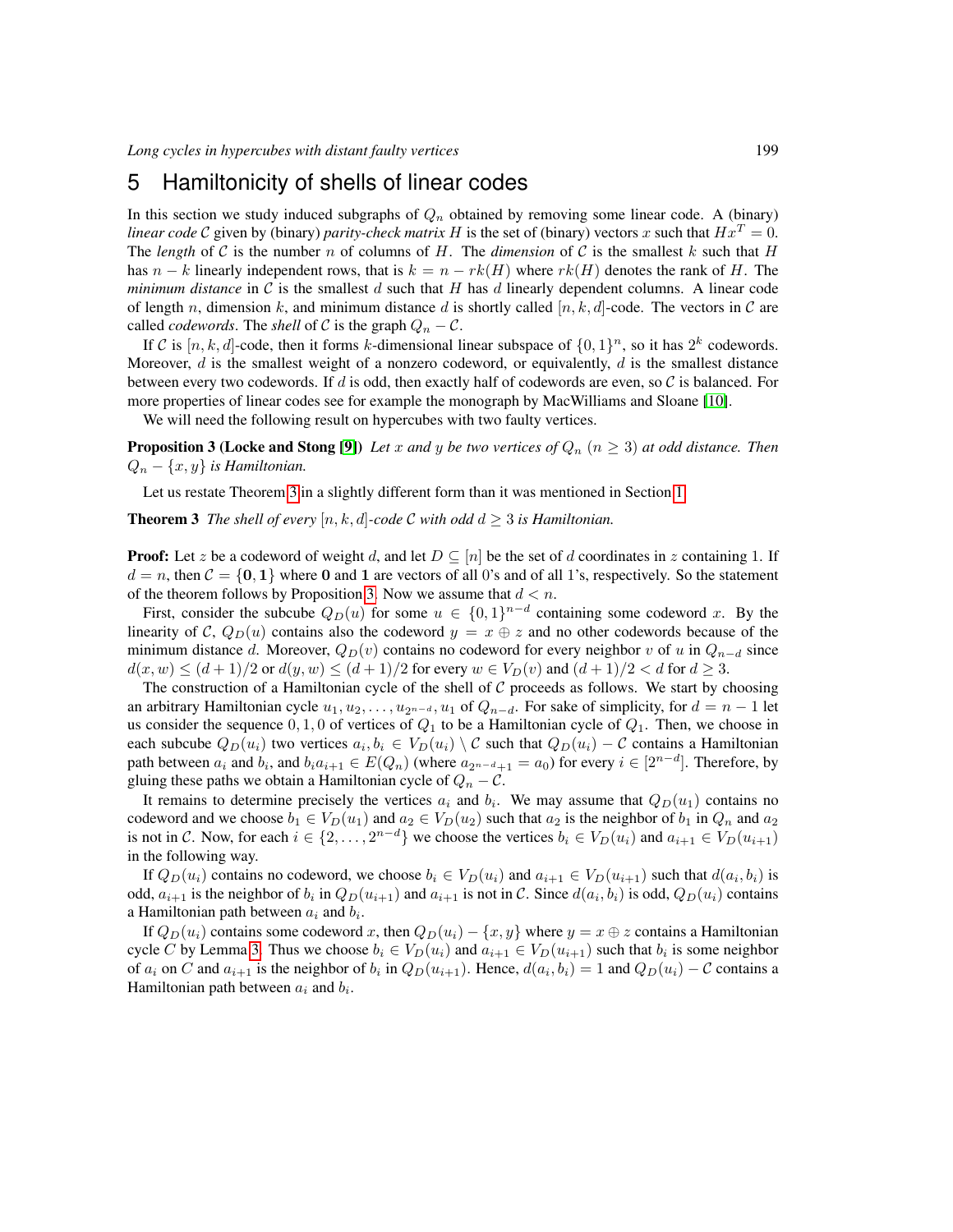## 5 Hamiltonicity of shells of linear codes

In this section we study induced subgraphs of $Q_n$ obtained by removing some linear code. A (binary) *linear code* $\mathcal{C}$ given by (binary) *parity-check matrix* $H$ is the set of (binary) vectors $x$ such that $Hx^T = 0$. The *length* of $\mathcal{C}$ is the number $n$ of columns of $H$. The *dimension* of $\mathcal{C}$ is the smallest $k$ such that $H$ has $n-k$ linearly independent rows, that is $k = n - rk(H)$ where $rk(H)$ denotes the rank of $H$. The *minimum distance* in $\mathcal{C}$ is the smallest $d$ such that $H$ has $d$ linearly dependent columns. A linear code of length $n$, dimension $k$, and minimum distance $d$ is shortly called $[n,k,d]$-code. The vectors in $\mathcal{C}$ are called *codewords*. The *shell* of $\mathcal{C}$ is the graph $Q_n - \mathcal{C}$.

If $\mathcal{C}$ is $[n,k,d]$-code, then it forms $k$-dimensional linear subspace of $\{0,1\}^n$, so it has $2^k$ codewords. Moreover, $d$ is the smallest weight of a nonzero codeword, or equivalently, $d$ is the smallest distance between every two codewords. If $d$ is odd, then exactly half of codewords are even, so $\mathcal{C}$ is balanced. For more properties of linear codes see for example the monograph by MacWilliams and Sloane [10].

We will need the following result on hypercubes with two faulty vertices.

**Proposition 3 (Locke and Stong [9])** *Let $x$ and $y$ be two vertices of $Q_n$ ($n \geq 3$) at odd distance. Then $Q_n - \{x,y\}$ is Hamiltonian.*

Let us restate Theorem 3 in a slightly different form than it was mentioned in Section 1.

**Theorem 3** *The shell of every $[n,k,d]$-code $\mathcal{C}$ with odd $d \geq 3$ is Hamiltonian.*

**Proof:** Let $z$ be a codeword of weight $d$, and let $D \subseteq [n]$ be the set of $d$ coordinates in $z$ containing 1. If $d = n$, then $\mathcal{C} = \{\mathbf{0}, \mathbf{1}\}$ where $\mathbf{0}$ and $\mathbf{1}$ are vectors of all 0's and of all 1's, respectively. So the statement of the theorem follows by Proposition 3. Now we assume that $d < n$.

First, consider the subcube $Q_D(u)$ for some $u \in \{0,1\}^{n-d}$ containing some codeword $x$. By the linearity of $\mathcal{C}$, $Q_D(u)$ contains also the codeword $y = x \oplus z$ and no other codewords because of the minimum distance $d$. Moreover, $Q_D(v)$ contains no codeword for every neighbor $v$ of $u$ in $Q_{n-d}$ since $d(x,w) \leq (d+1)/2$ or $d(y,w) \leq (d+1)/2$ for every $w \in V_D(v)$ and $(d+1)/2 < d$ for $d \geq 3$.

The construction of a Hamiltonian cycle of the shell of $\mathcal{C}$ proceeds as follows. We start by choosing an arbitrary Hamiltonian cycle $u_1, u_2, \ldots, u_{2^{n-d}}, u_1$ of $Q_{n-d}$. For sake of simplicity, for $d = n-1$ let us consider the sequence $0,1,0$ of vertices of $Q_1$ to be a Hamiltonian cycle of $Q_1$. Then, we choose in each subcube $Q_D(u_i)$ two vertices $a_i, b_i \in V_D(u_i) \setminus \mathcal{C}$ such that $Q_D(u_i) - \mathcal{C}$ contains a Hamiltonian path between $a_i$ and $b_i$, and $b_i a_{i+1} \in E(Q_n)$ (where $a_{2^{n-d}+1} = a_0$) for every $i \in [2^{n-d}]$. Therefore, by gluing these paths we obtain a Hamiltonian cycle of $Q_n - \mathcal{C}$.

It remains to determine precisely the vertices $a_i$ and $b_i$. We may assume that $Q_D(u_1)$ contains no codeword and we choose $b_1 \in V_D(u_1)$ and $a_2 \in V_D(u_2)$ such that $a_2$ is the neighbor of $b_1$ in $Q_n$ and $a_2$ is not in $\mathcal{C}$. Now, for each $i \in \{2, \ldots, 2^{n-d}\}$ we choose the vertices $b_i \in V_D(u_i)$ and $a_{i+1} \in V_D(u_{i+1})$ in the following way.

If $Q_D(u_i)$ contains no codeword, we choose $b_i \in V_D(u_i)$ and $a_{i+1} \in V_D(u_{i+1})$ such that $d(a_i, b_i)$ is odd, $a_{i+1}$ is the neighbor of $b_i$ in $Q_D(u_{i+1})$ and $a_{i+1}$ is not in $\mathcal{C}$. Since $d(a_i, b_i)$ is odd, $Q_D(u_i)$ contains a Hamiltonian path between $a_i$ and $b_i$.

If $Q_D(u_i)$ contains some codeword $x$, then $Q_D(u_i) - \{x,y\}$ where $y = x \oplus z$ contains a Hamiltonian cycle $C$ by Lemma 3. Thus we choose $b_i \in V_D(u_i)$ and $a_{i+1} \in V_D(u_{i+1})$ such that $b_i$ is some neighbor of $a_i$ on $C$ and $a_{i+1}$ is the neighbor of $b_i$ in $Q_D(u_{i+1})$. Hence, $d(a_i, b_i) = 1$ and $Q_D(u_i) - \mathcal{C}$ contains a Hamiltonian path between $a_i$ and $b_i$.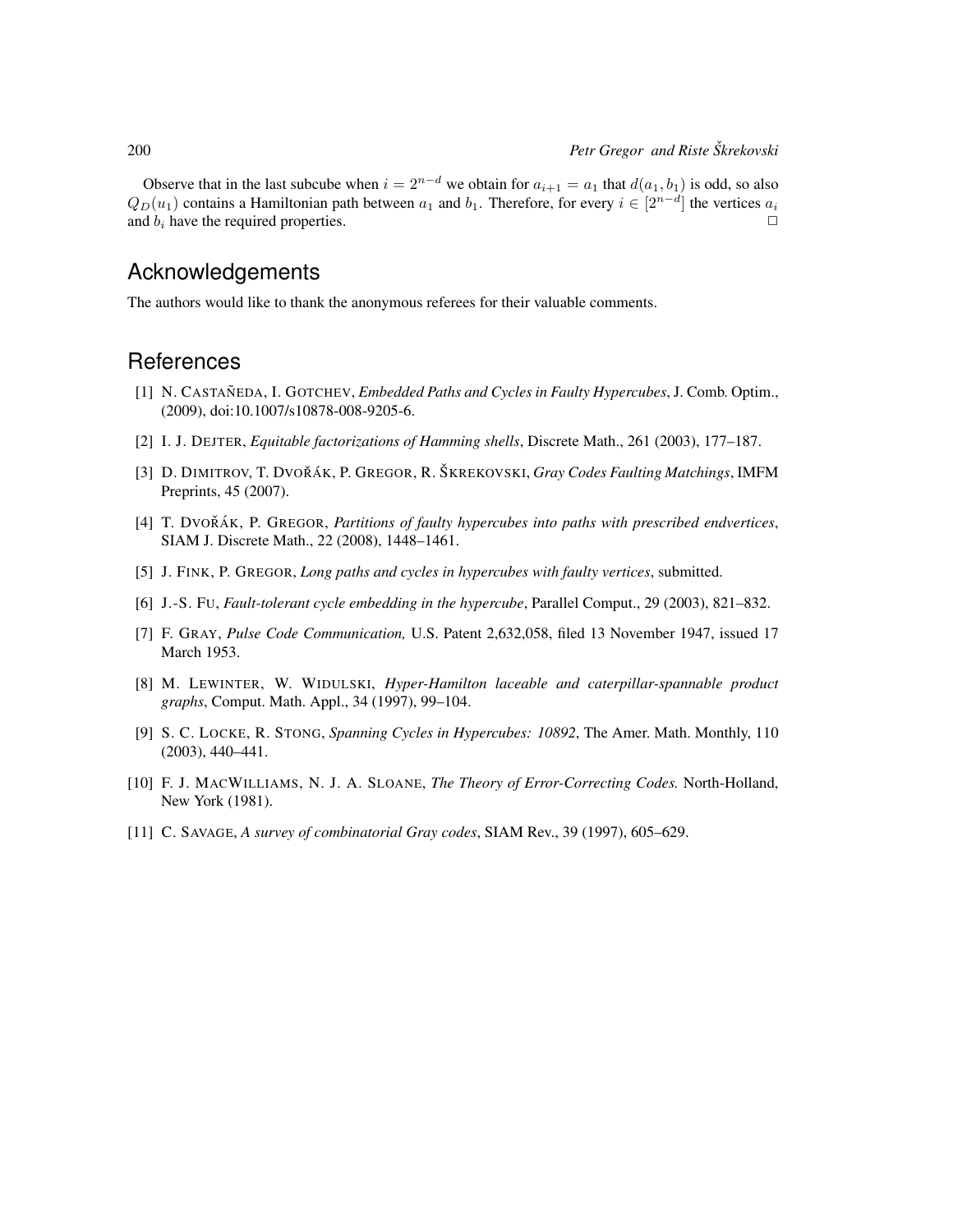Observe that in the last subcube when $i = 2^{n-d}$ we obtain for $a_{i+1} = a_1$ that $d(a_1, b_1)$ is odd, so also $Q_D(u_1)$ contains a Hamiltonian path between $a_1$ and $b_1$. Therefore, for every $i \in [2^{n-d}]$ the vertices $a_i$ and $b_i$ have the required properties. □

## Acknowledgements

The authors would like to thank the anonymous referees for their valuable comments.

## References

[1] N. CASTAÑEDA, I. GOTCHEV, *Embedded Paths and Cycles in Faulty Hypercubes*, J. Comb. Optim., (2009), doi:10.1007/s10878-008-9205-6.

[2] I. J. DEJTER, *Equitable factorizations of Hamming shells*, Discrete Math., 261 (2003), 177–187.

[3] D. DIMITROV, T. DVOŘÁK, P. GREGOR, R. ŠKREKOVSKI, *Gray Codes Faulting Matchings*, IMFM Preprints, 45 (2007).

[4] T. DVOŘÁK, P. GREGOR, *Partitions of faulty hypercubes into paths with prescribed endvertices*, SIAM J. Discrete Math., 22 (2008), 1448–1461.

[5] J. FINK, P. GREGOR, *Long paths and cycles in hypercubes with faulty vertices*, submitted.

[6] J.-S. FU, *Fault-tolerant cycle embedding in the hypercube*, Parallel Comput., 29 (2003), 821–832.

[7] F. GRAY, *Pulse Code Communication,* U.S. Patent 2,632,058, filed 13 November 1947, issued 17 March 1953.

[8] M. LEWINTER, W. WIDULSKI, *Hyper-Hamilton laceable and caterpillar-spannable product graphs*, Comput. Math. Appl., 34 (1997), 99–104.

[9] S. C. LOCKE, R. STONG, *Spanning Cycles in Hypercubes: 10892*, The Amer. Math. Monthly, 110 (2003), 440–441.

[10] F. J. MACWILLIAMS, N. J. A. SLOANE, *The Theory of Error-Correcting Codes.* North-Holland, New York (1981).

[11] C. SAVAGE, *A survey of combinatorial Gray codes*, SIAM Rev., 39 (1997), 605–629.